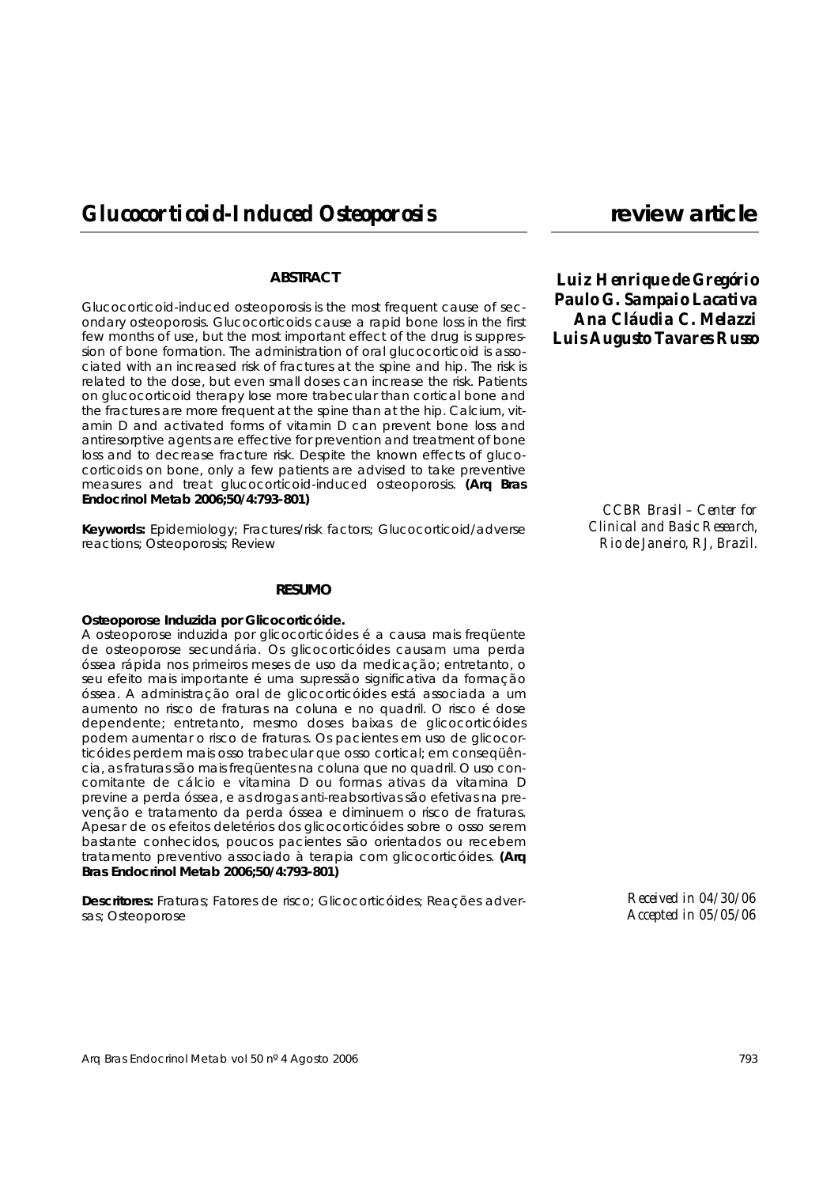# Glucocorticoid-Induced Osteoporosis

**review article**

**Luiz Henrique de Gregório**
**Paulo G. Sampaio Lacativa**
**Ana Cláudia C. Melazzi**
**Luis Augusto Tavares Russo**

*CCBR Brasil – Center for Clinical and Basic Research, Rio de Janeiro, RJ, Brazil.*

## ABSTRACT

Glucocorticoid-induced osteoporosis is the most frequent cause of secondary osteoporosis. Glucocorticoids cause a rapid bone loss in the first few months of use, but the most important effect of the drug is suppression of bone formation. The administration of oral glucocorticoid is associated with an increased risk of fractures at the spine and hip. The risk is related to the dose, but even small doses can increase the risk. Patients on glucocorticoid therapy lose more trabecular than cortical bone and the fractures are more frequent at the spine than at the hip. Calcium, vitamin D and activated forms of vitamin D can prevent bone loss and antiresorptive agents are effective for prevention and treatment of bone loss and to decrease fracture risk. Despite the known effects of glucocorticoids on bone, only a few patients are advised to take preventive measures and treat glucocorticoid-induced osteoporosis. **(Arq Bras Endocrinol Metab 2006;50/4:793-801)**

**Keywords:** Epidemiology; Fractures/risk factors; Glucocorticoid/adverse reactions; Osteoporosis; Review

## RESUMO

**Osteoporose Induzida por Glicocorticóide.**

A osteoporose induzida por glicocorticóides é a causa mais freqüente de osteoporose secundária. Os glicocorticóides causam uma perda óssea rápida nos primeiros meses de uso da medicação; entretanto, o seu efeito mais importante é uma supressão significativa da formação óssea. A administração oral de glicocorticóides está associada a um aumento no risco de fraturas na coluna e no quadril. O risco é dose dependente; entretanto, mesmo doses baixas de glicocorticóides podem aumentar o risco de fraturas. Os pacientes em uso de glicocorticóides perdem mais osso trabecular que osso cortical; em conseqüência, as fraturas são mais freqüentes na coluna que no quadril. O uso concomitante de cálcio e vitamina D ou formas ativas da vitamina D previne a perda óssea, e as drogas anti-reabsortivas são efetivas na prevenção e tratamento da perda óssea e diminuem o risco de fraturas. Apesar de os efeitos deletérios dos glicocorticóides sobre o osso serem bastante conhecidos, poucos pacientes são orientados ou recebem tratamento preventivo associado à terapia com glicocorticóides. **(Arq Bras Endocrinol Metab 2006;50/4:793-801)**

**Descritores:** Fraturas; Fatores de risco; Glicocorticóides; Reações adversas; Osteoporose

*Received in 04/30/06*
*Accepted in 05/05/06*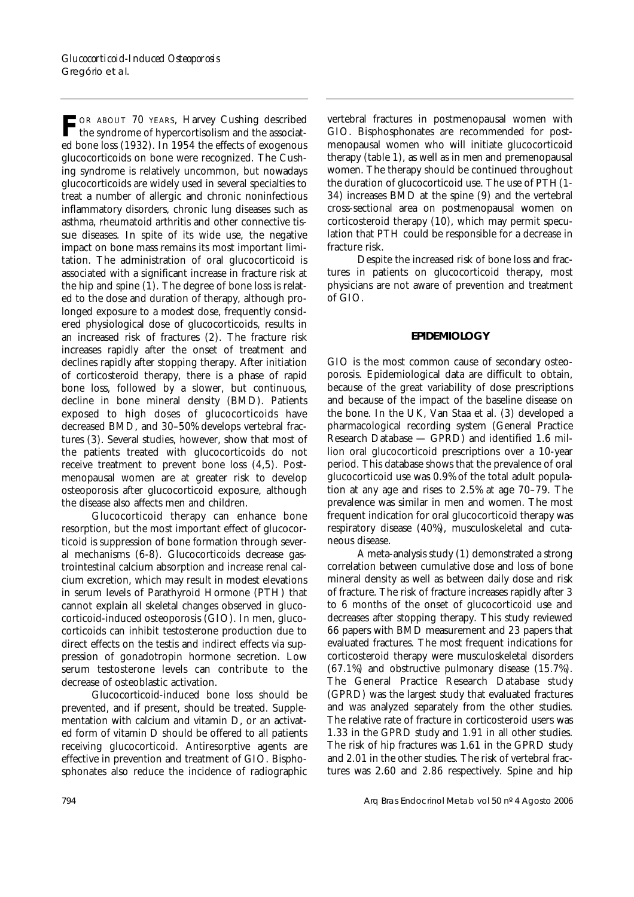**F**OR ABOUT 70 YEARS, Harvey Cushing described the syndrome of hypercortisolism and the associated bone loss (1932). In 1954 the effects of exogenous glucocorticoids on bone were recognized. The Cushing syndrome is relatively uncommon, but nowadays glucocorticoids are widely used in several specialties to treat a number of allergic and chronic noninfectious inflammatory disorders, chronic lung diseases such as asthma, rheumatoid arthritis and other connective tissue diseases. In spite of its wide use, the negative impact on bone mass remains its most important limitation. The administration of oral glucocorticoid is associated with a significant increase in fracture risk at the hip and spine (1). The degree of bone loss is related to the dose and duration of therapy, although prolonged exposure to a modest dose, frequently considered physiological dose of glucocorticoids, results in an increased risk of fractures (2). The fracture risk increases rapidly after the onset of treatment and declines rapidly after stopping therapy. After initiation of corticosteroid therapy, there is a phase of rapid bone loss, followed by a slower, but continuous, decline in bone mineral density (BMD). Patients exposed to high doses of glucocorticoids have decreased BMD, and 30–50% develops vertebral fractures (3). Several studies, however, show that most of the patients treated with glucocorticoids do not receive treatment to prevent bone loss (4,5). Postmenopausal women are at greater risk to develop osteoporosis after glucocorticoid exposure, although the disease also affects men and children.

Glucocorticoid therapy can enhance bone resorption, but the most important effect of glucocorticoid is suppression of bone formation through several mechanisms (6-8). Glucocorticoids decrease gastrointestinal calcium absorption and increase renal calcium excretion, which may result in modest elevations in serum levels of Parathyroid Hormone (PTH) that cannot explain all skeletal changes observed in glucocorticoid-induced osteoporosis (GIO). In men, glucocorticoids can inhibit testosterone production due to direct effects on the testis and indirect effects via suppression of gonadotropin hormone secretion. Low serum testosterone levels can contribute to the decrease of osteoblastic activation.

Glucocorticoid-induced bone loss should be prevented, and if present, should be treated. Supplementation with calcium and vitamin D, or an activated form of vitamin D should be offered to all patients receiving glucocorticoid. Antiresorptive agents are effective in prevention and treatment of GIO. Bisphosphonates also reduce the incidence of radiographic vertebral fractures in postmenopausal women with GIO. Bisphosphonates are recommended for postmenopausal women who will initiate glucocorticoid therapy (table 1), as well as in men and premenopausal women. The therapy should be continued throughout the duration of glucocorticoid use. The use of PTH(1-34) increases BMD at the spine (9) and the vertebral cross-sectional area on postmenopausal women on corticosteroid therapy (10), which may permit speculation that PTH could be responsible for a decrease in fracture risk.

Despite the increased risk of bone loss and fractures in patients on glucocorticoid therapy, most physicians are not aware of prevention and treatment of GIO.

## EPIDEMIOLOGY

GIO is the most common cause of secondary osteoporosis. Epidemiological data are difficult to obtain, because of the great variability of dose prescriptions and because of the impact of the baseline disease on the bone. In the UK, Van Staa et al. (3) developed a pharmacological recording system (General Practice Research Database — GPRD) and identified 1.6 million oral glucocorticoid prescriptions over a 10-year period. This database shows that the prevalence of oral glucocorticoid use was 0.9% of the total adult population at any age and rises to 2.5% at age 70–79. The prevalence was similar in men and women. The most frequent indication for oral glucocorticoid therapy was respiratory disease (40%), musculoskeletal and cutaneous disease.

A meta-analysis study (1) demonstrated a strong correlation between cumulative dose and loss of bone mineral density as well as between daily dose and risk of fracture. The risk of fracture increases rapidly after 3 to 6 months of the onset of glucocorticoid use and decreases after stopping therapy. This study reviewed 66 papers with BMD measurement and 23 papers that evaluated fractures. The most frequent indications for corticosteroid therapy were musculoskeletal disorders (67.1%) and obstructive pulmonary disease (15.7%). The General Practice Research Database study (GPRD) was the largest study that evaluated fractures and was analyzed separately from the other studies. The relative rate of fracture in corticosteroid users was 1.33 in the GPRD study and 1.91 in all other studies. The risk of hip fractures was 1.61 in the GPRD study and 2.01 in the other studies. The risk of vertebral fractures was 2.60 and 2.86 respectively. Spine and hip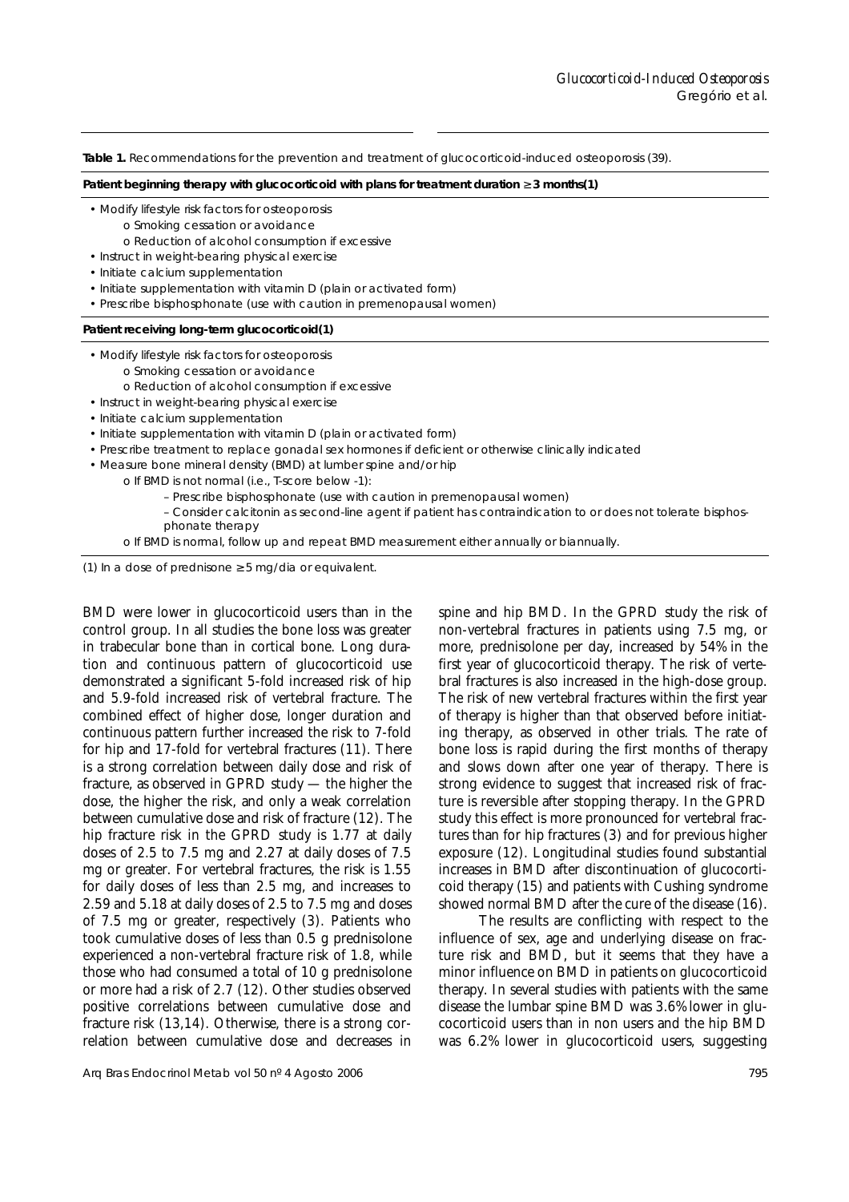**Table 1.** Recommendations for the prevention and treatment of glucocorticoid-induced osteoporosis (39).

**Patient beginning therapy with glucocorticoid with plans for treatment duration ≥ 3 months(1)**

- Modify lifestyle risk factors for osteoporosis
  - o Smoking cessation or avoidance
  - o Reduction of alcohol consumption if excessive
- Instruct in weight-bearing physical exercise
- Initiate calcium supplementation
- Initiate supplementation with vitamin D (plain or activated form)
- Prescribe bisphosphonate (use with caution in premenopausal women)

**Patient receiving long-term glucocorticoid(1)**

- Modify lifestyle risk factors for osteoporosis
  - o Smoking cessation or avoidance
  - o Reduction of alcohol consumption if excessive
- Instruct in weight-bearing physical exercise
- Initiate calcium supplementation
- Initiate supplementation with vitamin D (plain or activated form)
- Prescribe treatment to replace gonadal sex hormones if deficient or otherwise clinically indicated
- Measure bone mineral density (BMD) at lumbar spine and/or hip
  - o If BMD is not normal (i.e., T-score below -1):
    - – Prescribe bisphosphonate (use with caution in premenopausal women)
    - – Consider calcitonin as second-line agent if patient has contraindication to or does not tolerate bisphosphonate therapy
  - o If BMD is normal, follow up and repeat BMD measurement either annually or biannually.

(1) In a dose of prednisone ≥ 5 mg/dia or equivalent.

BMD were lower in glucocorticoid users than in the control group. In all studies the bone loss was greater in trabecular bone than in cortical bone. Long duration and continuous pattern of glucocorticoid use demonstrated a significant 5-fold increased risk of hip and 5.9-fold increased risk of vertebral fracture. The combined effect of higher dose, longer duration and continuous pattern further increased the risk to 7-fold for hip and 17-fold for vertebral fractures (11). There is a strong correlation between daily dose and risk of fracture, as observed in GPRD study — the higher the dose, the higher the risk, and only a weak correlation between cumulative dose and risk of fracture (12). The hip fracture risk in the GPRD study is 1.77 at daily doses of 2.5 to 7.5 mg and 2.27 at daily doses of 7.5 mg or greater. For vertebral fractures, the risk is 1.55 for daily doses of less than 2.5 mg, and increases to 2.59 and 5.18 at daily doses of 2.5 to 7.5 mg and doses of 7.5 mg or greater, respectively (3). Patients who took cumulative doses of less than 0.5 g prednisolone experienced a non-vertebral fracture risk of 1.8, while those who had consumed a total of 10 g prednisolone or more had a risk of 2.7 (12). Other studies observed positive correlations between cumulative dose and fracture risk (13,14). Otherwise, there is a strong correlation between cumulative dose and decreases in spine and hip BMD. In the GPRD study the risk of non-vertebral fractures in patients using 7.5 mg, or more, prednisolone per day, increased by 54% in the first year of glucocorticoid therapy. The risk of vertebral fractures is also increased in the high-dose group. The risk of new vertebral fractures within the first year of therapy is higher than that observed before initiating therapy, as observed in other trials. The rate of bone loss is rapid during the first months of therapy and slows down after one year of therapy. There is strong evidence to suggest that increased risk of fracture is reversible after stopping therapy. In the GPRD study this effect is more pronounced for vertebral fractures than for hip fractures (3) and for previous higher exposure (12). Longitudinal studies found substantial increases in BMD after discontinuation of glucocorticoid therapy (15) and patients with Cushing syndrome showed normal BMD after the cure of the disease (16).

The results are conflicting with respect to the influence of sex, age and underlying disease on fracture risk and BMD, but it seems that they have a minor influence on BMD in patients on glucocorticoid therapy. In several studies with patients with the same disease the lumbar spine BMD was 3.6% lower in glucocorticoid users than in non users and the hip BMD was 6.2% lower in glucocorticoid users, suggesting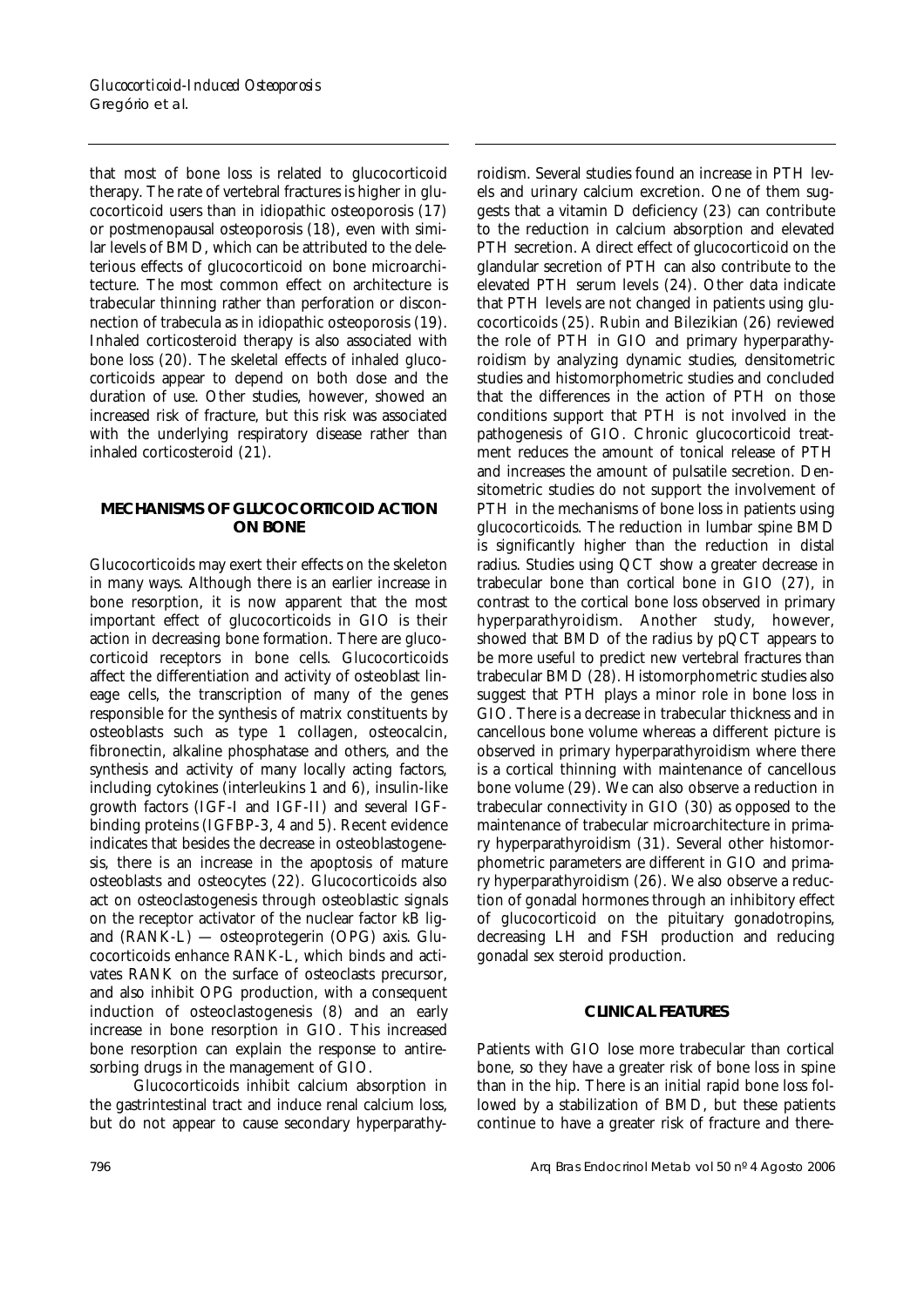that most of bone loss is related to glucocorticoid therapy. The rate of vertebral fractures is higher in glucocorticoid users than in idiopathic osteoporosis (17) or postmenopausal osteoporosis (18), even with similar levels of BMD, which can be attributed to the deleterious effects of glucocorticoid on bone microarchitecture. The most common effect on architecture is trabecular thinning rather than perforation or disconnection of trabecula as in idiopathic osteoporosis (19). Inhaled corticosteroid therapy is also associated with bone loss (20). The skeletal effects of inhaled glucocorticoids appear to depend on both dose and the duration of use. Other studies, however, showed an increased risk of fracture, but this risk was associated with the underlying respiratory disease rather than inhaled corticosteroid (21).

## MECHANISMS OF GLUCOCORTICOID ACTION ON BONE

Glucocorticoids may exert their effects on the skeleton in many ways. Although there is an earlier increase in bone resorption, it is now apparent that the most important effect of glucocorticoids in GIO is their action in decreasing bone formation. There are glucocorticoid receptors in bone cells. Glucocorticoids affect the differentiation and activity of osteoblast lineage cells, the transcription of many of the genes responsible for the synthesis of matrix constituents by osteoblasts such as type 1 collagen, osteocalcin, fibronectin, alkaline phosphatase and others, and the synthesis and activity of many locally acting factors, including cytokines (interleukins 1 and 6), insulin-like growth factors (IGF-I and IGF-II) and several IGF-binding proteins (IGFBP-3, 4 and 5). Recent evidence indicates that besides the decrease in osteoblastogenesis, there is an increase in the apoptosis of mature osteoblasts and osteocytes (22). Glucocorticoids also act on osteoclastogenesis through osteoblastic signals on the receptor activator of the nuclear factor kB ligand (RANK-L) — osteoprotegerin (OPG) axis. Glucocorticoids enhance RANK-L, which binds and activates RANK on the surface of osteoclasts precursor, and also inhibit OPG production, with a consequent induction of osteoclastogenesis (8) and an early increase in bone resorption in GIO. This increased bone resorption can explain the response to antiresorbing drugs in the management of GIO.

Glucocorticoids inhibit calcium absorption in the gastrintestinal tract and induce renal calcium loss, but do not appear to cause secondary hyperparathyroidism. Several studies found an increase in PTH levels and urinary calcium excretion. One of them suggests that a vitamin D deficiency (23) can contribute to the reduction in calcium absorption and elevated PTH secretion. A direct effect of glucocorticoid on the glandular secretion of PTH can also contribute to the elevated PTH serum levels (24). Other data indicate that PTH levels are not changed in patients using glucocorticoids (25). Rubin and Bilezikian (26) reviewed the role of PTH in GIO and primary hyperparathyroidism by analyzing dynamic studies, densitometric studies and histomorphometric studies and concluded that the differences in the action of PTH on those conditions support that PTH is not involved in the pathogenesis of GIO. Chronic glucocorticoid treatment reduces the amount of tonical release of PTH and increases the amount of pulsatile secretion. Densitometric studies do not support the involvement of PTH in the mechanisms of bone loss in patients using glucocorticoids. The reduction in lumbar spine BMD is significantly higher than the reduction in distal radius. Studies using QCT show a greater decrease in trabecular bone than cortical bone in GIO (27), in contrast to the cortical bone loss observed in primary hyperparathyroidism. Another study, however, showed that BMD of the radius by pQCT appears to be more useful to predict new vertebral fractures than trabecular BMD (28). Histomorphometric studies also suggest that PTH plays a minor role in bone loss in GIO. There is a decrease in trabecular thickness and in cancellous bone volume whereas a different picture is observed in primary hyperparathyroidism where there is a cortical thinning with maintenance of cancellous bone volume (29). We can also observe a reduction in trabecular connectivity in GIO (30) as opposed to the maintenance of trabecular microarchitecture in primary hyperparathyroidism (31). Several other histomorphometric parameters are different in GIO and primary hyperparathyroidism (26). We also observe a reduction of gonadal hormones through an inhibitory effect of glucocorticoid on the pituitary gonadotropins, decreasing LH and FSH production and reducing gonadal sex steroid production.

## CLINICAL FEATURES

Patients with GIO lose more trabecular than cortical bone, so they have a greater risk of bone loss in spine than in the hip. There is an initial rapid bone loss followed by a stabilization of BMD, but these patients continue to have a greater risk of fracture and there-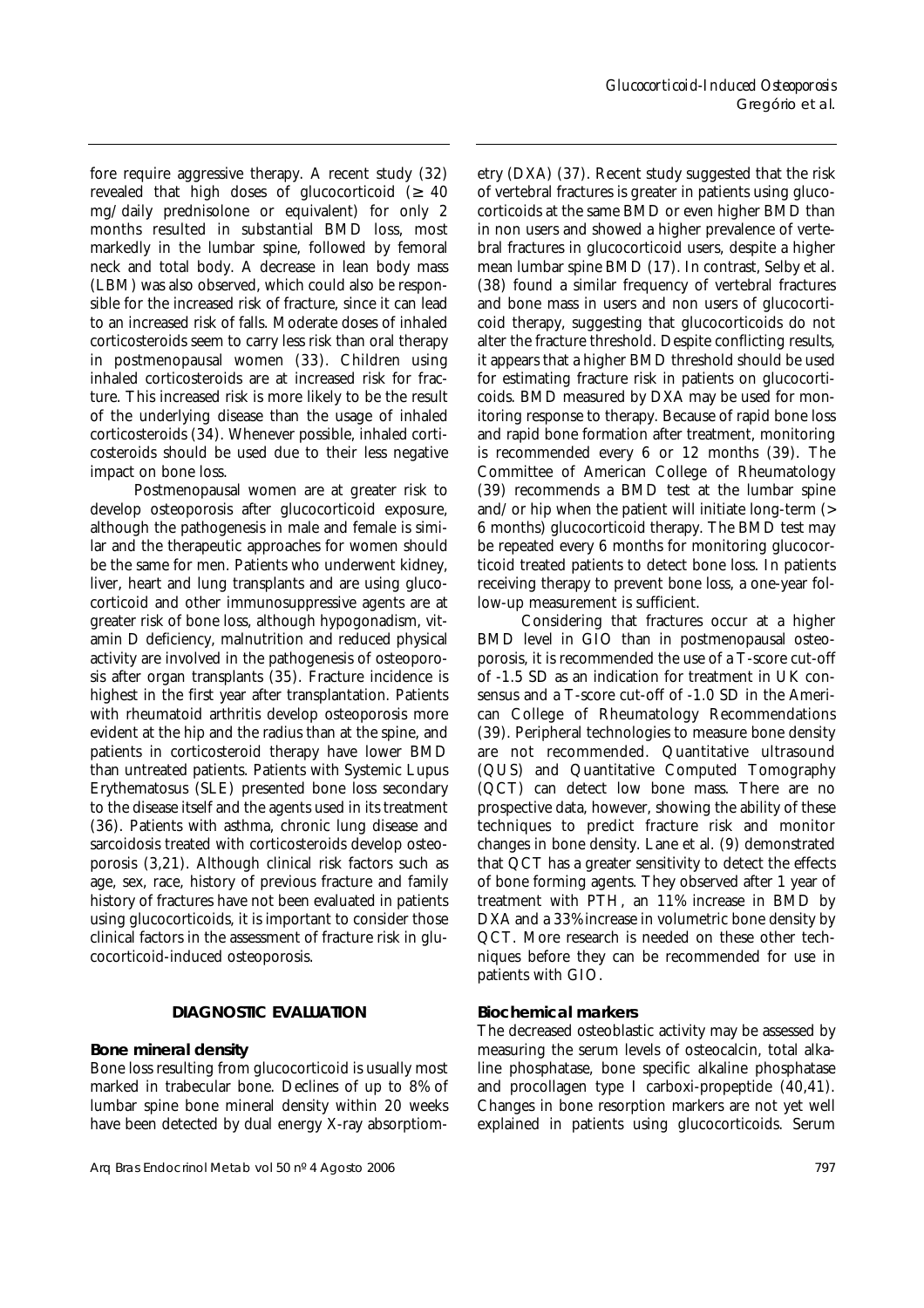fore require aggressive therapy. A recent study (32) revealed that high doses of glucocorticoid (≥ 40 mg/daily prednisolone or equivalent) for only 2 months resulted in substantial BMD loss, most markedly in the lumbar spine, followed by femoral neck and total body. A decrease in lean body mass (LBM) was also observed, which could also be responsible for the increased risk of fracture, since it can lead to an increased risk of falls. Moderate doses of inhaled corticosteroids seem to carry less risk than oral therapy in postmenopausal women (33). Children using inhaled corticosteroids are at increased risk for fracture. This increased risk is more likely to be the result of the underlying disease than the usage of inhaled corticosteroids (34). Whenever possible, inhaled corticosteroids should be used due to their less negative impact on bone loss.

Postmenopausal women are at greater risk to develop osteoporosis after glucocorticoid exposure, although the pathogenesis in male and female is similar and the therapeutic approaches for women should be the same for men. Patients who underwent kidney, liver, heart and lung transplants and are using glucocorticoid and other immunosuppressive agents are at greater risk of bone loss, although hypogonadism, vitamin D deficiency, malnutrition and reduced physical activity are involved in the pathogenesis of osteoporosis after organ transplants (35). Fracture incidence is highest in the first year after transplantation. Patients with rheumatoid arthritis develop osteoporosis more evident at the hip and the radius than at the spine, and patients in corticosteroid therapy have lower BMD than untreated patients. Patients with Systemic Lupus Erythematosus (SLE) presented bone loss secondary to the disease itself and the agents used in its treatment (36). Patients with asthma, chronic lung disease and sarcoidosis treated with corticosteroids develop osteoporosis (3,21). Although clinical risk factors such as age, sex, race, history of previous fracture and family history of fractures have not been evaluated in patients using glucocorticoids, it is important to consider those clinical factors in the assessment of fracture risk in glucocorticoid-induced osteoporosis.

## DIAGNOSTIC EVALUATION

### Bone mineral density

Bone loss resulting from glucocorticoid is usually most marked in trabecular bone. Declines of up to 8% of lumbar spine bone mineral density within 20 weeks have been detected by dual energy X-ray absorptiometry (DXA) (37). Recent study suggested that the risk of vertebral fractures is greater in patients using glucocorticoids at the same BMD or even higher BMD than in non users and showed a higher prevalence of vertebral fractures in glucocorticoid users, despite a higher mean lumbar spine BMD (17). In contrast, Selby et al. (38) found a similar frequency of vertebral fractures and bone mass in users and non users of glucocorticoid therapy, suggesting that glucocorticoids do not alter the fracture threshold. Despite conflicting results, it appears that a higher BMD threshold should be used for estimating fracture risk in patients on glucocorticoids. BMD measured by DXA may be used for monitoring response to therapy. Because of rapid bone loss and rapid bone formation after treatment, monitoring is recommended every 6 or 12 months (39). The Committee of American College of Rheumatology (39) recommends a BMD test at the lumbar spine and/or hip when the patient will initiate long-term (> 6 months) glucocorticoid therapy. The BMD test may be repeated every 6 months for monitoring glucocorticoid treated patients to detect bone loss. In patients receiving therapy to prevent bone loss, a one-year follow-up measurement is sufficient.

Considering that fractures occur at a higher BMD level in GIO than in postmenopausal osteoporosis, it is recommended the use of a T-score cut-off of -1.5 SD as an indication for treatment in UK consensus and a T-score cut-off of -1.0 SD in the American College of Rheumatology Recommendations (39). Peripheral technologies to measure bone density are not recommended. Quantitative ultrasound (QUS) and Quantitative Computed Tomography (QCT) can detect low bone mass. There are no prospective data, however, showing the ability of these techniques to predict fracture risk and monitor changes in bone density. Lane et al. (9) demonstrated that QCT has a greater sensitivity to detect the effects of bone forming agents. They observed after 1 year of treatment with PTH, an 11% increase in BMD by DXA and a 33% increase in volumetric bone density by QCT. More research is needed on these other techniques before they can be recommended for use in patients with GIO.

### Biochemical markers

The decreased osteoblastic activity may be assessed by measuring the serum levels of osteocalcin, total alkaline phosphatase, bone specific alkaline phosphatase and procollagen type I carboxi-propeptide (40,41). Changes in bone resorption markers are not yet well explained in patients using glucocorticoids. Serum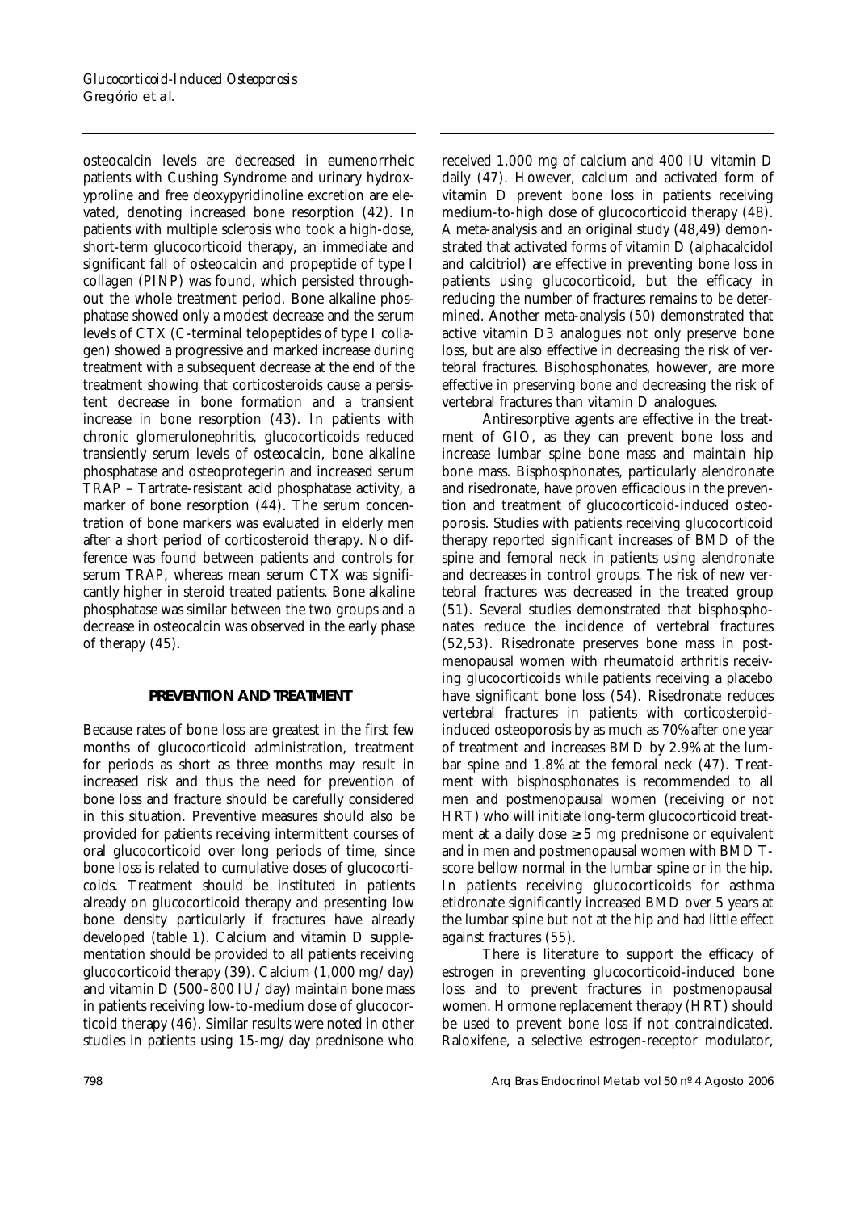osteocalcin levels are decreased in eumenorrheic patients with Cushing Syndrome and urinary hydroxyproline and free deoxypyridinoline excretion are elevated, denoting increased bone resorption (42). In patients with multiple sclerosis who took a high-dose, short-term glucocorticoid therapy, an immediate and significant fall of osteocalcin and propeptide of type I collagen (PINP) was found, which persisted throughout the whole treatment period. Bone alkaline phosphatase showed only a modest decrease and the serum levels of CTX (C-terminal telopeptides of type I collagen) showed a progressive and marked increase during treatment with a subsequent decrease at the end of the treatment showing that corticosteroids cause a persistent decrease in bone formation and a transient increase in bone resorption (43). In patients with chronic glomerulonephritis, glucocorticoids reduced transiently serum levels of osteocalcin, bone alkaline phosphatase and osteoprotegerin and increased serum TRAP – Tartrate-resistant acid phosphatase activity, a marker of bone resorption (44). The serum concentration of bone markers was evaluated in elderly men after a short period of corticosteroid therapy. No difference was found between patients and controls for serum TRAP, whereas mean serum CTX was significantly higher in steroid treated patients. Bone alkaline phosphatase was similar between the two groups and a decrease in osteocalcin was observed in the early phase of therapy (45).

## PREVENTION AND TREATMENT

Because rates of bone loss are greatest in the first few months of glucocorticoid administration, treatment for periods as short as three months may result in increased risk and thus the need for prevention of bone loss and fracture should be carefully considered in this situation. Preventive measures should also be provided for patients receiving intermittent courses of oral glucocorticoid over long periods of time, since bone loss is related to cumulative doses of glucocorticoids. Treatment should be instituted in patients already on glucocorticoid therapy and presenting low bone density particularly if fractures have already developed (table 1). Calcium and vitamin D supplementation should be provided to all patients receiving glucocorticoid therapy (39). Calcium (1,000 mg/day) and vitamin D (500–800 IU/day) maintain bone mass in patients receiving low-to-medium dose of glucocorticoid therapy (46). Similar results were noted in other studies in patients using 15-mg/day prednisone who received 1,000 mg of calcium and 400 IU vitamin D daily (47). However, calcium and activated form of vitamin D prevent bone loss in patients receiving medium-to-high dose of glucocorticoid therapy (48). A meta-analysis and an original study (48,49) demonstrated that activated forms of vitamin D (alphacalcidol and calcitriol) are effective in preventing bone loss in patients using glucocorticoid, but the efficacy in reducing the number of fractures remains to be determined. Another meta-analysis (50) demonstrated that active vitamin D3 analogues not only preserve bone loss, but are also effective in decreasing the risk of vertebral fractures. Bisphosphonates, however, are more effective in preserving bone and decreasing the risk of vertebral fractures than vitamin D analogues.

Antiresorptive agents are effective in the treatment of GIO, as they can prevent bone loss and increase lumbar spine bone mass and maintain hip bone mass. Bisphosphonates, particularly alendronate and risedronate, have proven efficacious in the prevention and treatment of glucocorticoid-induced osteoporosis. Studies with patients receiving glucocorticoid therapy reported significant increases of BMD of the spine and femoral neck in patients using alendronate and decreases in control groups. The risk of new vertebral fractures was decreased in the treated group (51). Several studies demonstrated that bisphosphonates reduce the incidence of vertebral fractures (52,53). Risedronate preserves bone mass in postmenopausal women with rheumatoid arthritis receiving glucocorticoids while patients receiving a placebo have significant bone loss (54). Risedronate reduces vertebral fractures in patients with corticosteroid-induced osteoporosis by as much as 70% after one year of treatment and increases BMD by 2.9% at the lumbar spine and 1.8% at the femoral neck (47). Treatment with bisphosphonates is recommended to all men and postmenopausal women (receiving or not HRT) who will initiate long-term glucocorticoid treatment at a daily dose ≥ 5 mg prednisone or equivalent and in men and postmenopausal women with BMD T-score bellow normal in the lumbar spine or in the hip. In patients receiving glucocorticoids for asthma etidronate significantly increased BMD over 5 years at the lumbar spine but not at the hip and had little effect against fractures (55).

There is literature to support the efficacy of estrogen in preventing glucocorticoid-induced bone loss and to prevent fractures in postmenopausal women. Hormone replacement therapy (HRT) should be used to prevent bone loss if not contraindicated. Raloxifene, a selective estrogen-receptor modulator,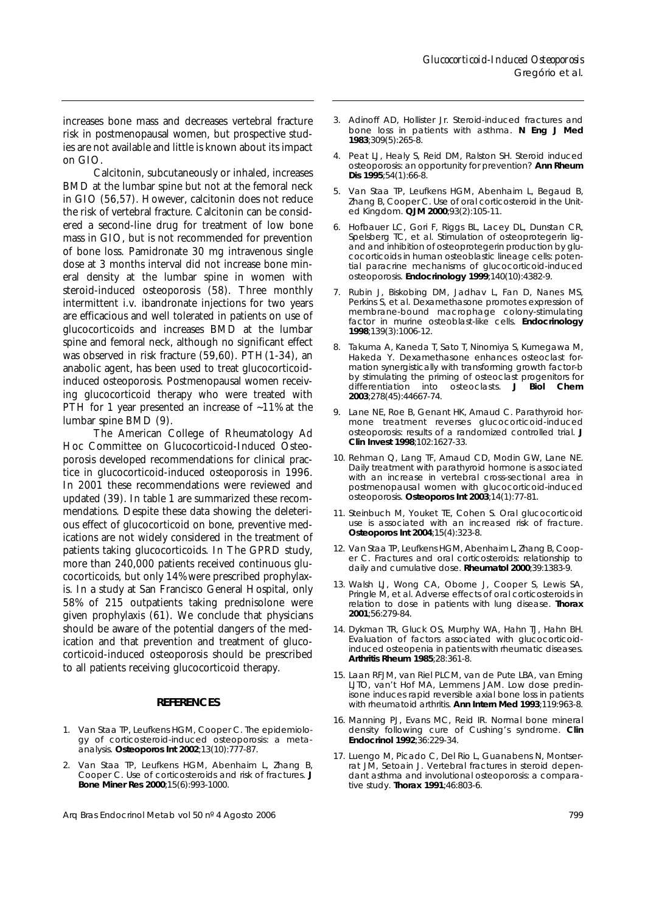increases bone mass and decreases vertebral fracture risk in postmenopausal women, but prospective studies are not available and little is known about its impact on GIO.

Calcitonin, subcutaneously or inhaled, increases BMD at the lumbar spine but not at the femoral neck in GIO (56,57). However, calcitonin does not reduce the risk of vertebral fracture. Calcitonin can be considered a second-line drug for treatment of low bone mass in GIO, but is not recommended for prevention of bone loss. Pamidronate 30 mg intravenous single dose at 3 months interval did not increase bone mineral density at the lumbar spine in women with steroid-induced osteoporosis (58). Three monthly intermittent i.v. ibandronate injections for two years are efficacious and well tolerated in patients on use of glucocorticoids and increases BMD at the lumbar spine and femoral neck, although no significant effect was observed in risk fracture (59,60). PTH(1-34), an anabolic agent, has been used to treat glucocorticoid-induced osteoporosis. Postmenopausal women receiving glucocorticoid therapy who were treated with PTH for 1 year presented an increase of ~11% at the lumbar spine BMD (9).

The American College of Rheumatology Ad Hoc Committee on Glucocorticoid-Induced Osteoporosis developed recommendations for clinical practice in glucocorticoid-induced osteoporosis in 1996. In 2001 these recommendations were reviewed and updated (39). In table 1 are summarized these recommendations. Despite these data showing the deleterious effect of glucocorticoid on bone, preventive medications are not widely considered in the treatment of patients taking glucocorticoids. In The GPRD study, more than 240,000 patients received continuous glucocorticoids, but only 14% were prescribed prophylaxis. In a study at San Francisco General Hospital, only 58% of 215 outpatients taking prednisolone were given prophylaxis (61). We conclude that physicians should be aware of the potential dangers of the medication and that prevention and treatment of glucocorticoid-induced osteoporosis should be prescribed to all patients receiving glucocorticoid therapy.

## REFERENCES

1. Van Staa TP, Leufkens HGM, Cooper C. The epidemiology of corticosteroid-induced osteoporosis: a meta-analysis. **Osteoporos Int 2002**;13(10):777-87.
2. Van Staa TP, Leufkens HGM, Abenhaim L, Zhang B, Cooper C. Use of corticosteroids and risk of fractures. **J Bone Miner Res 2000**;15(6):993-1000.
3. Adinoff AD, Hollister Jr. Steroid-induced fractures and bone loss in patients with asthma. **N Eng J Med 1983**;309(5):265-8.
4. Peat LJ, Healy S, Reid DM, Ralston SH. Steroid induced osteoporosis: an opportunity for prevention? **Ann Rheum Dis 1995**;54(1):66-8.
5. Van Staa TP, Leufkens HGM, Abenhaim L, Begaud B, Zhang B, Cooper C. Use of oral corticosteroid in the United Kingdom. **QJM 2000**;93(2):105-11.
6. Hofbauer LC, Gori F, Riggs BL, Lacey DL, Dunstan CR, Spelsberg TC, et al. Stimulation of osteoprotegerin ligand and inhibition of osteoprotegerin production by glucocorticoids in human osteoblastic lineage cells: potential paracrine mechanisms of glucocorticoid-induced osteoporosis. **Endocrinology 1999**;140(10):4382-9.
7. Rubin J, Biskobing DM, Jadhav L, Fan D, Nanes MS, Perkins S, et al. Dexamethasone promotes expression of membrane-bound macrophage colony-stimulating factor in murine osteoblast-like cells. **Endocrinology 1998**;139(3):1006-12.
8. Takuma A, Kaneda T, Sato T, Ninomiya S, Kumegawa M, Hakeda Y. Dexamethasone enhances osteoclast formation synergistically with transforming growth factor-b by stimulating the priming of osteoclast progenitors for differentiation into osteoclasts. **J Biol Chem 2003**;278(45):44667-74.
9. Lane NE, Roe B, Genant HK, Arnaud C. Parathyroid hormone treatment reverses glucocorticoid-induced osteoporosis: results of a randomized controlled trial. **J Clin Invest 1998**;102:1627-33.
10. Rehman Q, Lang TF, Arnaud CD, Modin GW, Lane NE. Daily treatment with parathyroid hormone is associated with an increase in vertebral cross-sectional area in postmenopausal women with glucocorticoid-induced osteoporosis. **Osteoporos Int 2003**;14(1):77-81.
11. Steinbuch M, Youket TE, Cohen S. Oral glucocorticoid use is associated with an increased risk of fracture. **Osteoporos Int 2004**;15(4):323-8.
12. Van Staa TP, Leufkens HGM, Abenhaim L, Zhang B, Cooper C. Fractures and oral corticosteroids: relationship to daily and cumulative dose. **Rheumatol 2000**;39:1383-9.
13. Walsh LJ, Wong CA, Oborne J, Cooper S, Lewis SA, Pringle M, et al. Adverse effects of oral corticosteroids in relation to dose in patients with lung disease. **Thorax 2001**;56:279-84.
14. Dykman TR, Gluck OS, Murphy WA, Hahn TJ, Hahn BH. Evaluation of factors associated with glucocorticoid-induced osteopenia in patients with rheumatic diseases. **Arthritis Rheum 1985**;28:361-8.
15. Laan RFJM, van Riel PLCM, van de Pute LBA, van Erning LJTO, van't Hof MA, Lemmens JAM. Low dose predinisone induces rapid reversible axial bone loss in patients with rheumatoid arthritis. **Ann Intern Med 1993**;119:963-8.
16. Manning PJ, Evans MC, Reid IR. Normal bone mineral density following cure of Cushing's syndrome. **Clin Endocrinol 1992**;36:229-34.
17. Luengo M, Picado C, Del Rio L, Guanabens N, Montserrat JM, Setoain J. Vertebral fractures in steroid dependant asthma and involutional osteoporosis: a comparative study. **Thorax 1991**;46:803-6.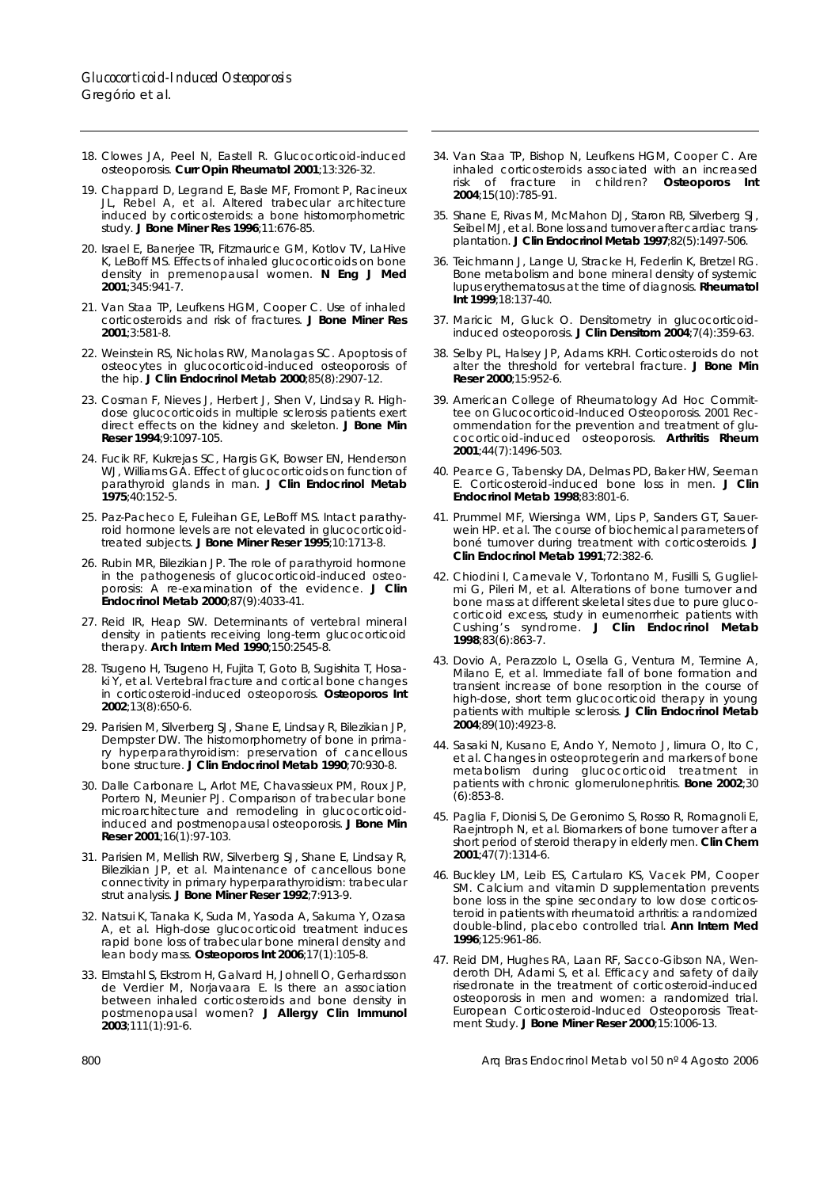18. Clowes JA, Peel N, Eastell R. Glucocorticoid-induced osteoporosis. **Curr Opin Rheumatol 2001**;13:326-32.

19. Chappard D, Legrand E, Basle MF, Fromont P, Racineux JL, Rebel A, et al. Altered trabecular architecture induced by corticosteroids: a bone histomorphometric study. **J Bone Miner Res 1996**;11:676-85.

20. Israel E, Banerjee TR, Fitzmaurice GM, Kotlov TV, LaHive K, LeBoff MS. Effects of inhaled glucocorticoids on bone density in premenopausal women. **N Eng J Med 2001**;345:941-7.

21. Van Staa TP, Leufkens HGM, Cooper C. Use of inhaled corticosteroids and risk of fractures. **J Bone Miner Res 2001**;3:581-8.

22. Weinstein RS, Nicholas RW, Manolagas SC. Apoptosis of osteocytes in glucocorticoid-induced osteoporosis of the hip. **J Clin Endocrinol Metab 2000**;85(8):2907-12.

23. Cosman F, Nieves J, Herbert J, Shen V, Lindsay R. High-dose glucocorticoids in multiple sclerosis patients exert direct effects on the kidney and skeleton. **J Bone Min Reser 1994**;9:1097-105.

24. Fucik RF, Kukrejas SC, Hargis GK, Bowser EN, Henderson WJ, Williams GA. Effect of glucocorticoids on function of parathyroid glands in man. **J Clin Endocrinol Metab 1975**;40:152-5.

25. Paz-Pacheco E, Fuleihan GE, LeBoff MS. Intact parathyroid hormone levels are not elevated in glucocorticoid-treated subjects. **J Bone Miner Reser 1995**;10:1713-8.

26. Rubin MR, Bilezikian JP. The role of parathyroid hormone in the pathogenesis of glucocorticoid-induced osteoporosis: A re-examination of the evidence. **J Clin Endocrinol Metab 2000**;87(9):4033-41.

27. Reid IR, Heap SW. Determinants of vertebral mineral density in patients receiving long-term glucocorticoid therapy. **Arch Intern Med 1990**;150:2545-8.

28. Tsugeno H, Tsugeno H, Fujita T, Goto B, Sugishita T, Hosaki Y, et al. Vertebral fracture and cortical bone changes in corticosteroid-induced osteoporosis. **Osteoporos Int 2002**;13(8):650-6.

29. Parisien M, Silverberg SJ, Shane E, Lindsay R, Bilezikian JP, Dempster DW. The histomorphometry of bone in primary hyperparathyroidism: preservation of cancellous bone structure. **J Clin Endocrinol Metab 1990**;70:930-8.

30. Dalle Carbonare L, Arlot ME, Chavassieux PM, Roux JP, Portero N, Meunier PJ. Comparison of trabecular bone microarchitecture and remodeling in glucocorticoid-induced and postmenopausal osteoporosis. **J Bone Min Reser 2001**;16(1):97-103.

31. Parisien M, Mellish RW, Silverberg SJ, Shane E, Lindsay R, Bilezikian JP, et al. Maintenance of cancellous bone connectivity in primary hyperparathyroidism: trabecular strut analysis. **J Bone Miner Reser 1992**;7:913-9.

32. Natsui K, Tanaka K, Suda M, Yasoda A, Sakuma Y, Ozasa A, et al. High-dose glucocorticoid treatment induces rapid bone loss of trabecular bone mineral density and lean body mass. **Osteoporos Int 2006**;17(1):105-8.

33. Elmstahl S, Ekstrom H, Galvard H, Johnell O, Gerhardsson de Verdier M, Norjavaara E. Is there an association between inhaled corticosteroids and bone density in postmenopausal women? **J Allergy Clin Immunol 2003**;111(1):91-6.

34. Van Staa TP, Bishop N, Leufkens HGM, Cooper C. Are inhaled corticosteroids associated with an increased risk of fracture in children? **Osteoporos Int 2004**;15(10):785-91.

35. Shane E, Rivas M, McMahon DJ, Staron RB, Silverberg SJ, Seibel MJ, et al. Bone loss and turnover after cardiac transplantation. **J Clin Endocrinol Metab 1997**;82(5):1497-506.

36. Teichmann J, Lange U, Stracke H, Federlin K, Bretzel RG. Bone metabolism and bone mineral density of systemic lupus erythematosus at the time of diagnosis. **Rheumatol Int 1999**;18:137-40.

37. Maricic M, Gluck O. Densitometry in glucocorticoid-induced osteoporosis. **J Clin Densitom 2004**;7(4):359-63.

38. Selby PL, Halsey JP, Adams KRH. Corticosteroids do not alter the threshold for vertebral fracture. **J Bone Min Reser 2000**;15:952-6.

39. American College of Rheumatology Ad Hoc Committee on Glucocorticoid-Induced Osteoporosis. 2001 Recommendation for the prevention and treatment of glucocorticoid-induced osteoporosis. **Arthritis Rheum 2001**;44(7):1496-503.

40. Pearce G, Tabensky DA, Delmas PD, Baker HW, Seeman E. Corticosteroid-induced bone loss in men. **J Clin Endocrinol Metab 1998**;83:801-6.

41. Prummel MF, Wiersinga WM, Lips P, Sanders GT, Sauerwein HP. et al. The course of biochemical parameters of boné turnover during treatment with corticosteroids. **J Clin Endocrinol Metab 1991**;72:382-6.

42. Chiodini I, Carnevale V, Torlontano M, Fusilli S, Guglielmi G, Pileri M, et al. Alterations of bone turnover and bone mass at different skeletal sites due to pure glucocorticoid excess, study in eumenorrheic patients with Cushing's syndrome. **J Clin Endocrinol Metab 1998**;83(6):863-7.

43. Dovio A, Perazzolo L, Osella G, Ventura M, Termine A, Milano E, et al. Immediate fall of bone formation and transient increase of bone resorption in the course of high-dose, short term glucocorticoid therapy in young patients with multiple sclerosis. **J Clin Endocrinol Metab 2004**;89(10):4923-8.

44. Sasaki N, Kusano E, Ando Y, Nemoto J, Iimura O, Ito C, et al. Changes in osteoprotegerin and markers of bone metabolism during glucocorticoid treatment in patients with chronic glomerulonephritis. **Bone 2002**;30(6):853-8.

45. Paglia F, Dionisi S, De Geronimo S, Rosso R, Romagnoli E, Raejntroph N, et al. Biomarkers of bone turnover after a short period of steroid therapy in elderly men. **Clin Chem 2001**;47(7):1314-6.

46. Buckley LM, Leib ES, Cartularo KS, Vacek PM, Cooper SM. Calcium and vitamin D supplementation prevents bone loss in the spine secondary to low dose corticosteroid in patients with rheumatoid arthritis: a randomized double-blind, placebo controlled trial. **Ann Intern Med 1996**;125:961-86.

47. Reid DM, Hughes RA, Laan RF, Sacco-Gibson NA, Wenderoth DH, Adami S, et al. Efficacy and safety of daily risedronate in the treatment of corticosteroid-induced osteoporosis in men and women: a randomized trial. European Corticosteroid-Induced Osteoporosis Treatment Study. **J Bone Miner Reser 2000**;15:1006-13.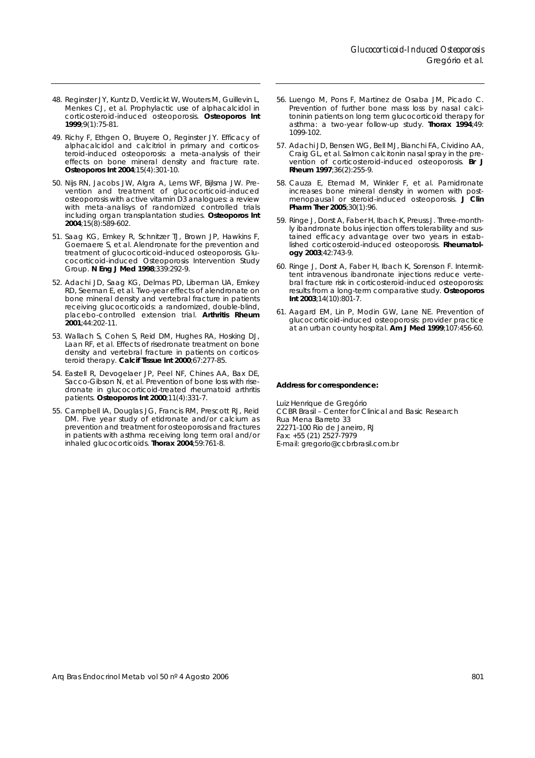48. Reginster JY, Kuntz D, Verdickt W, Wouters M, Guillevin L, Menkes CJ, et al. Prophylactic use of alphacalcidol in corticosteroid-induced osteoporosis. **Osteoporos Int 1999**;9(1):75-81.

49. Richy F, Ethgen O, Bruyere O, Reginster JY. Efficacy of alphacalcidol and calcitriol in primary and corticosteroid-induced osteoporosis: a meta-analysis of their effects on bone mineral density and fracture rate. **Osteoporos Int 2004**;15(4):301-10.

50. Nijs RN, Jacobs JW, Algra A, Lems WF, Bijlsma JW. Prevention and treatment of glucocorticoid-induced osteoporosis with active vitamin D3 analogues: a review with meta-analisys of randomized controlled trials including organ transplantation studies. **Osteoporos Int 2004**;15(8):589-602.

51. Saag KG, Emkey R, Schnitzer TJ, Brown JP, Hawkins F, Goemaere S, et al. Alendronate for the prevention and treatment of glucocorticoid-induced osteoporosis. Glucocorticoid-induced Osteoporosis Intervention Study Group. **N Eng J Med 1998**;339:292-9.

52. Adachi JD, Saag KG, Delmas PD, Liberman UA, Emkey RD, Seeman E, et al. Two-year effects of alendronate on bone mineral density and vertebral fracture in patients receiving glucocorticoids: a randomized, double-blind, placebo-controlled extension trial. **Arthritis Rheum 2001**;44:202-11.

53. Wallach S, Cohen S, Reid DM, Hughes RA, Hosking DJ, Laan RF, et al. Effects of risedronate treatment on bone density and vertebral fracture in patients on corticosteroid therapy. **Calcif Tissue Int 2000**;67:277-85.

54. Eastell R, Devogelaer JP, Peel NF, Chines AA, Bax DE, Sacco-Gibson N, et al. Prevention of bone loss with risedronate in glucocorticoid-treated rheumatoid arthritis patients. **Osteoporos Int 2000**;11(4):331-7.

55. Campbell IA, Douglas JG, Francis RM, Prescott RJ, Reid DM. Five year study of etidronate and/or calcium as prevention and treatment for osteoporosis and fractures in patients with asthma receiving long term oral and/or inhaled glucocorticoids. **Thorax 2004**;59:761-8.

56. Luengo M, Pons F, Martinez de Osaba JM, Picado C. Prevention of further bone mass loss by nasal calcitoninin patients on long term glucocorticoid therapy for asthma: a two-year follow-up study. **Thorax 1994**;49: 1099-102.

57. Adachi JD, Bensen WG, Bell MJ, Bianchi FA, Cividino AA, Craig GL, et al. Salmon calcitonin nasal spray in the prevention of corticosteroid-induced osteoporosis. **Br J Rheum 1997**;36(2):255-9.

58. Cauza E, Etemad M, Winkler F, et al. Pamidronate increases bone mineral density in women with postmenopausal or steroid-induced osteoporosis. **J Clin Pharm Ther 2005**;30(1):96.

59. Ringe J, Dorst A, Faber H, Ibach K, Preuss J. Three-monthly ibandronate bolus injection offers tolerability and sustained efficacy advantage over two years in established corticosteroid-induced osteoporosis. **Rheumatology 2003**;42:743-9.

60. Ringe J, Dorst A, Faber H, Ibach K, Sorenson F. Intermittent intravenous ibandronate injections reduce vertebral fracture risk in corticosteroid-induced osteoporosis: results from a long-term comparative study. **Osteoporos Int 2003**;14(10):801-7.

61. Aagard EM, Lin P, Modin GW, Lane NE. Prevention of glucocorticoid-induced osteoporosis: provider practice at an urban county hospital. **Am J Med 1999**;107:456-60.

**Address for correspondence:**

Luiz Henrique de Gregório
CCBR Brasil – Center for Clinical and Basic Research
Rua Mena Barreto 33
22271-100 Rio de Janeiro, RJ
Fax: +55 (21) 2527-7979
E-mail: gregorio@ccbrbrasil.com.br